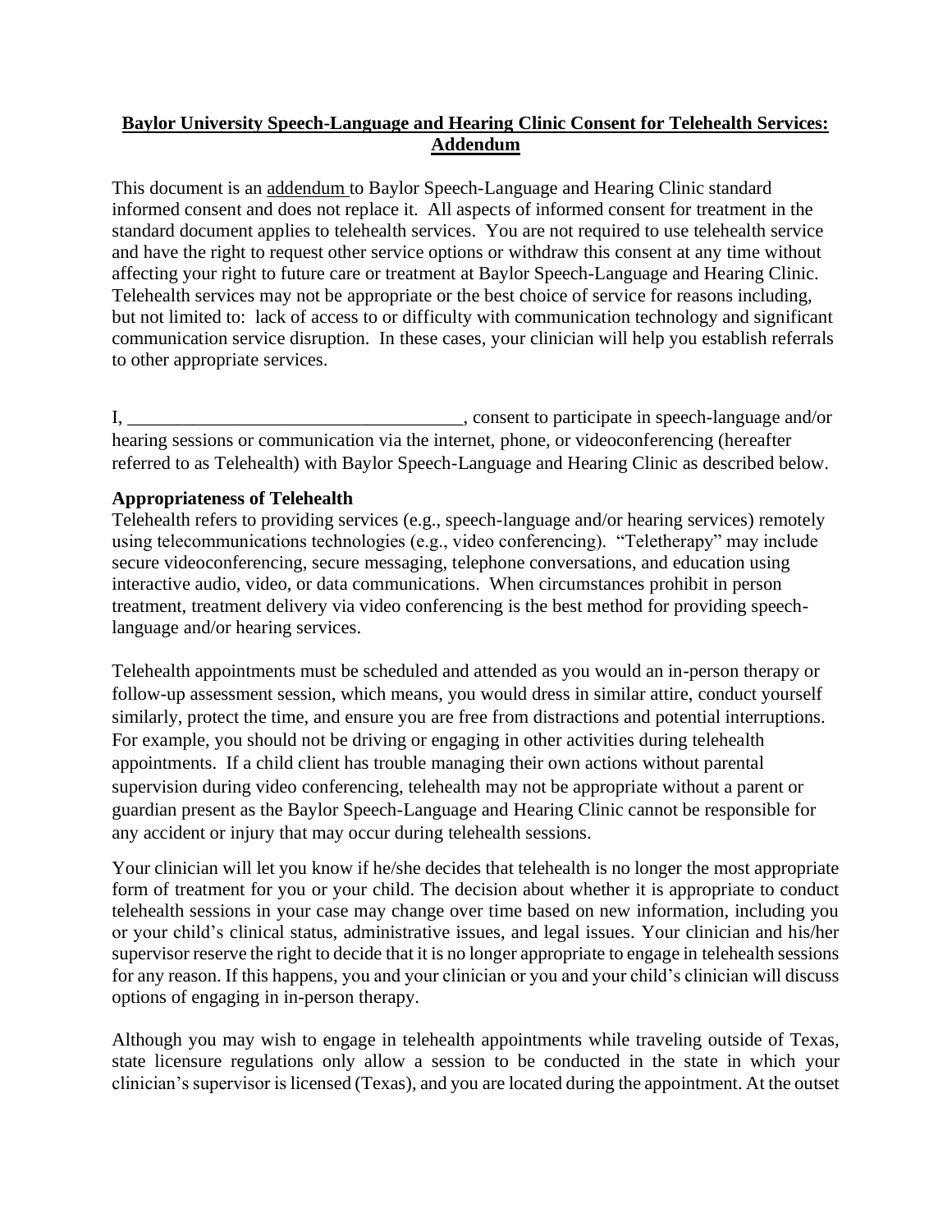**Baylor University Speech-Language and Hearing Clinic Consent for Telehealth Services: Addendum**

This document is an addendum to Baylor Speech-Language and Hearing Clinic standard informed consent and does not replace it. All aspects of informed consent for treatment in the standard document applies to telehealth services. You are not required to use telehealth service and have the right to request other service options or withdraw this consent at any time without affecting your right to future care or treatment at Baylor Speech-Language and Hearing Clinic. Telehealth services may not be appropriate or the best choice of service for reasons including, but not limited to: lack of access to or difficulty with communication technology and significant communication service disruption. In these cases, your clinician will help you establish referrals to other appropriate services.

I, ___________________________________, consent to participate in speech-language and/or hearing sessions or communication via the internet, phone, or videoconferencing (hereafter referred to as Telehealth) with Baylor Speech-Language and Hearing Clinic as described below.

**Appropriateness of Telehealth**

Telehealth refers to providing services (e.g., speech-language and/or hearing services) remotely using telecommunications technologies (e.g., video conferencing). "Teletherapy" may include secure videoconferencing, secure messaging, telephone conversations, and education using interactive audio, video, or data communications. When circumstances prohibit in person treatment, treatment delivery via video conferencing is the best method for providing speech-language and/or hearing services.

Telehealth appointments must be scheduled and attended as you would an in-person therapy or follow-up assessment session, which means, you would dress in similar attire, conduct yourself similarly, protect the time, and ensure you are free from distractions and potential interruptions. For example, you should not be driving or engaging in other activities during telehealth appointments. If a child client has trouble managing their own actions without parental supervision during video conferencing, telehealth may not be appropriate without a parent or guardian present as the Baylor Speech-Language and Hearing Clinic cannot be responsible for any accident or injury that may occur during telehealth sessions.

Your clinician will let you know if he/she decides that telehealth is no longer the most appropriate form of treatment for you or your child. The decision about whether it is appropriate to conduct telehealth sessions in your case may change over time based on new information, including you or your child's clinical status, administrative issues, and legal issues. Your clinician and his/her supervisor reserve the right to decide that it is no longer appropriate to engage in telehealth sessions for any reason. If this happens, you and your clinician or you and your child's clinician will discuss options of engaging in in-person therapy.

Although you may wish to engage in telehealth appointments while traveling outside of Texas, state licensure regulations only allow a session to be conducted in the state in which your clinician's supervisor is licensed (Texas), and you are located during the appointment. At the outset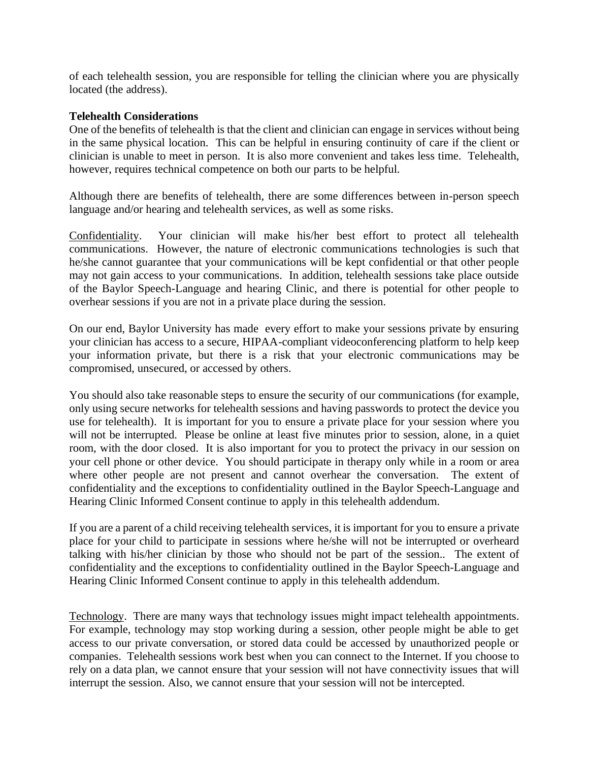of each telehealth session, you are responsible for telling the clinician where you are physically located (the address).

**Telehealth Considerations**

One of the benefits of telehealth is that the client and clinician can engage in services without being in the same physical location. This can be helpful in ensuring continuity of care if the client or clinician is unable to meet in person. It is also more convenient and takes less time. Telehealth, however, requires technical competence on both our parts to be helpful.

Although there are benefits of telehealth, there are some differences between in-person speech language and/or hearing and telehealth services, as well as some risks.

Confidentiality. Your clinician will make his/her best effort to protect all telehealth communications. However, the nature of electronic communications technologies is such that he/she cannot guarantee that your communications will be kept confidential or that other people may not gain access to your communications. In addition, telehealth sessions take place outside of the Baylor Speech-Language and hearing Clinic, and there is potential for other people to overhear sessions if you are not in a private place during the session.

On our end, Baylor University has made every effort to make your sessions private by ensuring your clinician has access to a secure, HIPAA-compliant videoconferencing platform to help keep your information private, but there is a risk that your electronic communications may be compromised, unsecured, or accessed by others.

You should also take reasonable steps to ensure the security of our communications (for example, only using secure networks for telehealth sessions and having passwords to protect the device you use for telehealth). It is important for you to ensure a private place for your session where you will not be interrupted. Please be online at least five minutes prior to session, alone, in a quiet room, with the door closed. It is also important for you to protect the privacy in our session on your cell phone or other device. You should participate in therapy only while in a room or area where other people are not present and cannot overhear the conversation. The extent of confidentiality and the exceptions to confidentiality outlined in the Baylor Speech-Language and Hearing Clinic Informed Consent continue to apply in this telehealth addendum.

If you are a parent of a child receiving telehealth services, it is important for you to ensure a private place for your child to participate in sessions where he/she will not be interrupted or overheard talking with his/her clinician by those who should not be part of the session.. The extent of confidentiality and the exceptions to confidentiality outlined in the Baylor Speech-Language and Hearing Clinic Informed Consent continue to apply in this telehealth addendum.

Technology. There are many ways that technology issues might impact telehealth appointments. For example, technology may stop working during a session, other people might be able to get access to our private conversation, or stored data could be accessed by unauthorized people or companies. Telehealth sessions work best when you can connect to the Internet. If you choose to rely on a data plan, we cannot ensure that your session will not have connectivity issues that will interrupt the session. Also, we cannot ensure that your session will not be intercepted.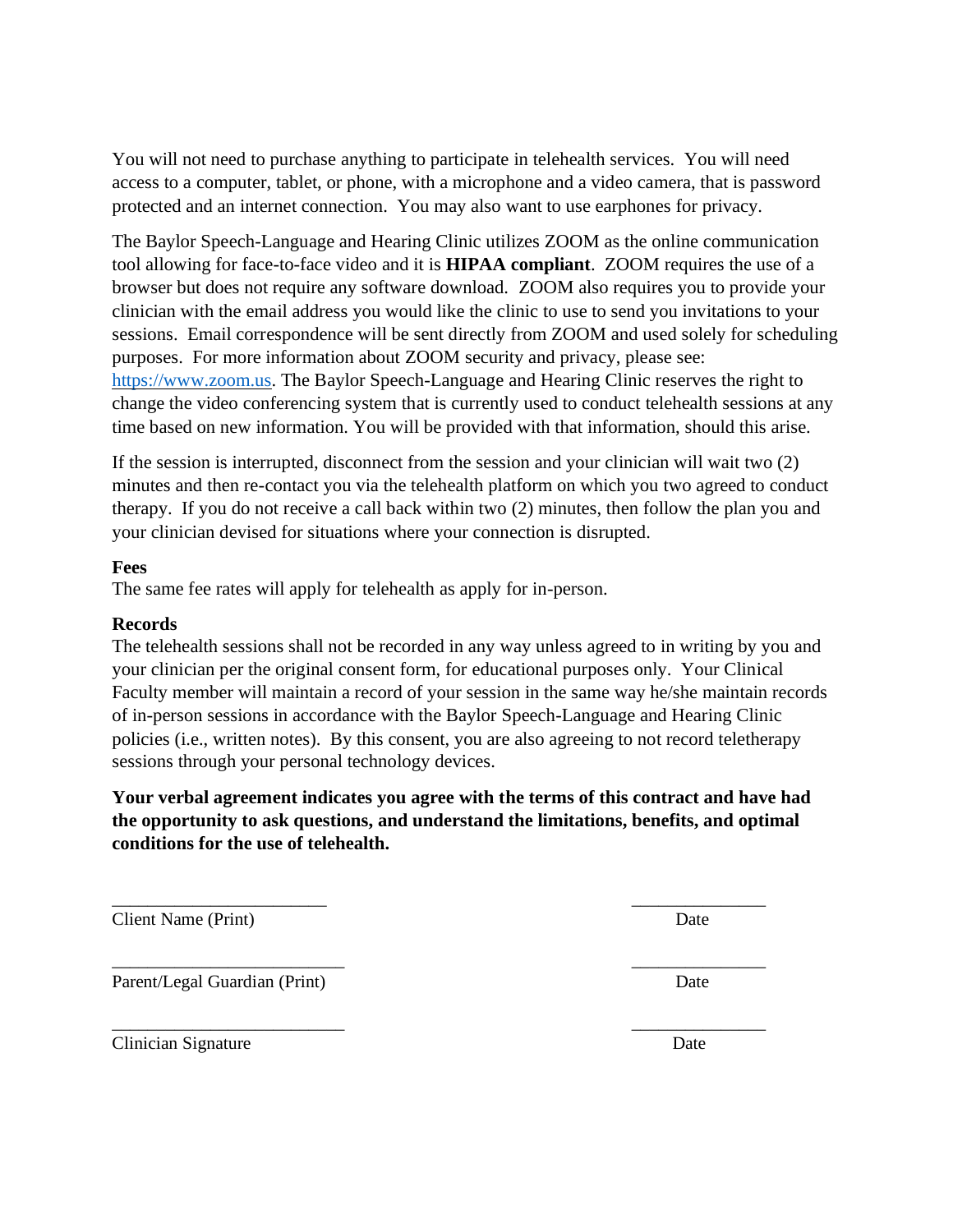You will not need to purchase anything to participate in telehealth services. You will need access to a computer, tablet, or phone, with a microphone and a video camera, that is password protected and an internet connection. You may also want to use earphones for privacy.

The Baylor Speech-Language and Hearing Clinic utilizes ZOOM as the online communication tool allowing for face-to-face video and it is **HIPAA compliant**. ZOOM requires the use of a browser but does not require any software download. ZOOM also requires you to provide your clinician with the email address you would like the clinic to use to send you invitations to your sessions. Email correspondence will be sent directly from ZOOM and used solely for scheduling purposes. For more information about ZOOM security and privacy, please see: [https://www.zoom.us](https://www.zoom.us). The Baylor Speech-Language and Hearing Clinic reserves the right to change the video conferencing system that is currently used to conduct telehealth sessions at any time based on new information. You will be provided with that information, should this arise.

If the session is interrupted, disconnect from the session and your clinician will wait two (2) minutes and then re-contact you via the telehealth platform on which you two agreed to conduct therapy. If you do not receive a call back within two (2) minutes, then follow the plan you and your clinician devised for situations where your connection is disrupted.

**Fees**
The same fee rates will apply for telehealth as apply for in-person.

**Records**
The telehealth sessions shall not be recorded in any way unless agreed to in writing by you and your clinician per the original consent form, for educational purposes only. Your Clinical Faculty member will maintain a record of your session in the same way he/she maintain records of in-person sessions in accordance with the Baylor Speech-Language and Hearing Clinic policies (i.e., written notes). By this consent, you are also agreeing to not record teletherapy sessions through your personal technology devices.

**Your verbal agreement indicates you agree with the terms of this contract and have had the opportunity to ask questions, and understand the limitations, benefits, and optimal conditions for the use of telehealth.**

________________________ ________________
Client Name (Print) Date

__________________________ ________________
Parent/Legal Guardian (Print) Date

__________________________ ________________
Clinician Signature Date